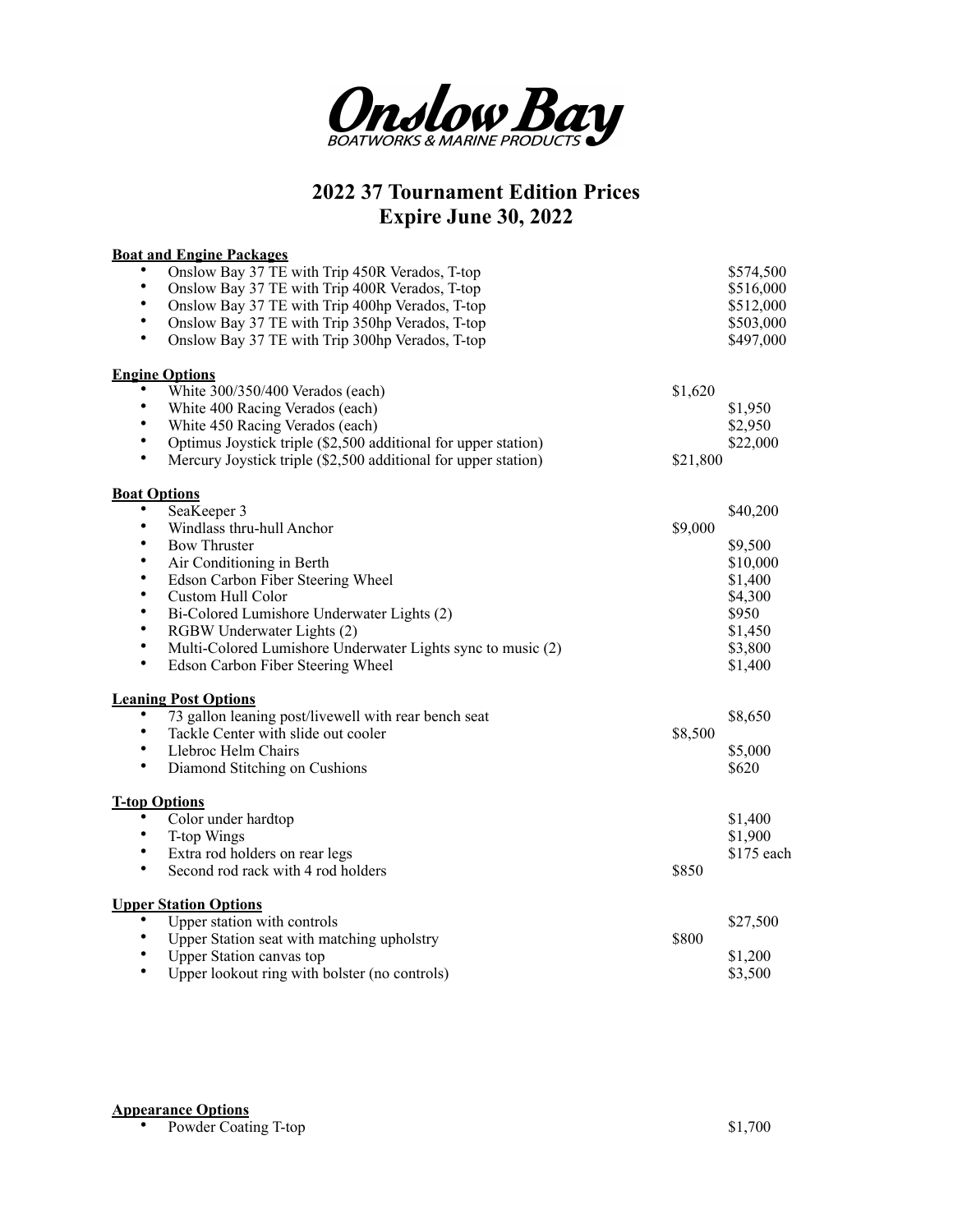# Onslow Bay

BOATWORKS & MARINE PRODUCTS

## 2022 37 Tournament Edition Prices
## Expire June 30, 2022

**Boat and Engine Packages**

- Onslow Bay 37 TE with Trip 450R Verados, T-top $574,500
- Onslow Bay 37 TE with Trip 400R Verados, T-top $516,000
- Onslow Bay 37 TE with Trip 400hp Verados, T-top $512,000
- Onslow Bay 37 TE with Trip 350hp Verados, T-top $503,000
- Onslow Bay 37 TE with Trip 300hp Verados, T-top $497,000

**Engine Options**

- White 300/350/400 Verados (each) $1,620
- White 400 Racing Verados (each) $1,950
- White 450 Racing Verados (each) $2,950
- Optimus Joystick triple ($2,500 additional for upper station) $22,000
- Mercury Joystick triple ($2,500 additional for upper station) $21,800

**Boat Options**

- SeaKeeper 3 $40,200
- Windlass thru-hull Anchor $9,000
- Bow Thruster $9,500
- Air Conditioning in Berth $10,000
- Edson Carbon Fiber Steering Wheel $1,400
- Custom Hull Color $4,300
- Bi-Colored Lumishore Underwater Lights (2) $950
- RGBW Underwater Lights (2) $1,450
- Multi-Colored Lumishore Underwater Lights sync to music (2) $3,800
- Edson Carbon Fiber Steering Wheel $1,400

**Leaning Post Options**

- 73 gallon leaning post/livewell with rear bench seat $8,650
- Tackle Center with slide out cooler $8,500
- Llebroc Helm Chairs $5,000
- Diamond Stitching on Cushions $620

**T-top Options**

- Color under hardtop $1,400
- T-top Wings $1,900
- Extra rod holders on rear legs $175 each
- Second rod rack with 4 rod holders $850

**Upper Station Options**

- Upper station with controls $27,500
- Upper Station seat with matching upholstry $800
- Upper Station canvas top $1,200
- Upper lookout ring with bolster (no controls) $3,500

**Appearance Options**

- Powder Coating T-top $1,700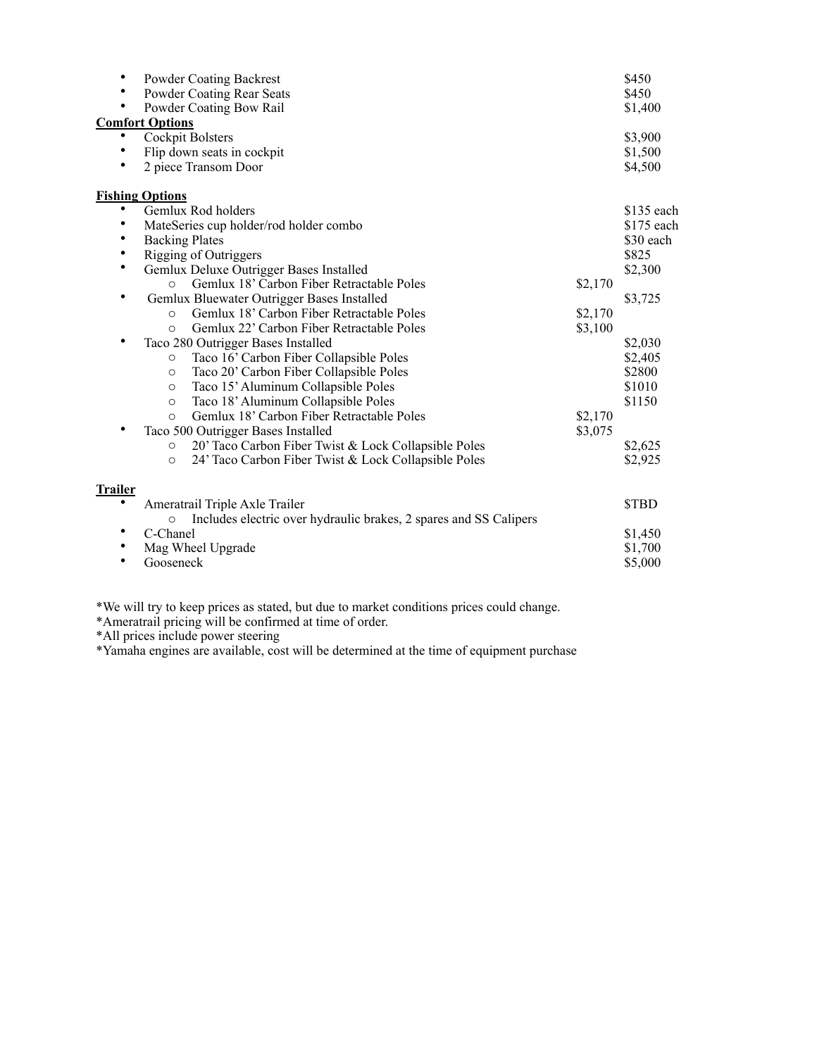| | | |
|---|---|---|
| • Powder Coating Backrest | | $450 |
| • Powder Coating Rear Seats | | $450 |
| • Powder Coating Bow Rail | | $1,400 |

**Comfort Options**

| | | |
|---|---|---|
| • Cockpit Bolsters | | $3,900 |
| • Flip down seats in cockpit | | $1,500 |
| • 2 piece Transom Door | | $4,500 |

**Fishing Options**

| | | |
|---|---|---|
| • Gemlux Rod holders | | $135 each |
| • MateSeries cup holder/rod holder combo | | $175 each |
| • Backing Plates | | $30 each |
| • Rigging of Outriggers | | $825 |
| • Gemlux Deluxe Outrigger Bases Installed | | $2,300 |
| ○ Gemlux 18' Carbon Fiber Retractable Poles | $2,170 | |
| • Gemlux Bluewater Outrigger Bases Installed | | $3,725 |
| ○ Gemlux 18' Carbon Fiber Retractable Poles | $2,170 | |
| ○ Gemlux 22' Carbon Fiber Retractable Poles | $3,100 | |
| • Taco 280 Outrigger Bases Installed | | $2,030 |
| ○ Taco 16' Carbon Fiber Collapsible Poles | | $2,405 |
| ○ Taco 20' Carbon Fiber Collapsible Poles | | $2800 |
| ○ Taco 15' Aluminum Collapsible Poles | | $1010 |
| ○ Taco 18' Aluminum Collapsible Poles | | $1150 |
| ○ Gemlux 18' Carbon Fiber Retractable Poles | $2,170 | |
| • Taco 500 Outrigger Bases Installed | $3,075 | |
| ○ 20' Taco Carbon Fiber Twist & Lock Collapsible Poles | | $2,625 |
| ○ 24' Taco Carbon Fiber Twist & Lock Collapsible Poles | | $2,925 |

**Trailer**

| | | |
|---|---|---|
| • Ameratrail Triple Axle Trailer | | $TBD |
| ○ Includes electric over hydraulic brakes, 2 spares and SS Calipers | | |
| • C-Chanel | | $1,450 |
| • Mag Wheel Upgrade | | $1,700 |
| • Gooseneck | | $5,000 |

*We will try to keep prices as stated, but due to market conditions prices could change.
*Ameratrail pricing will be confirmed at time of order.
*All prices include power steering
*Yamaha engines are available, cost will be determined at the time of equipment purchase